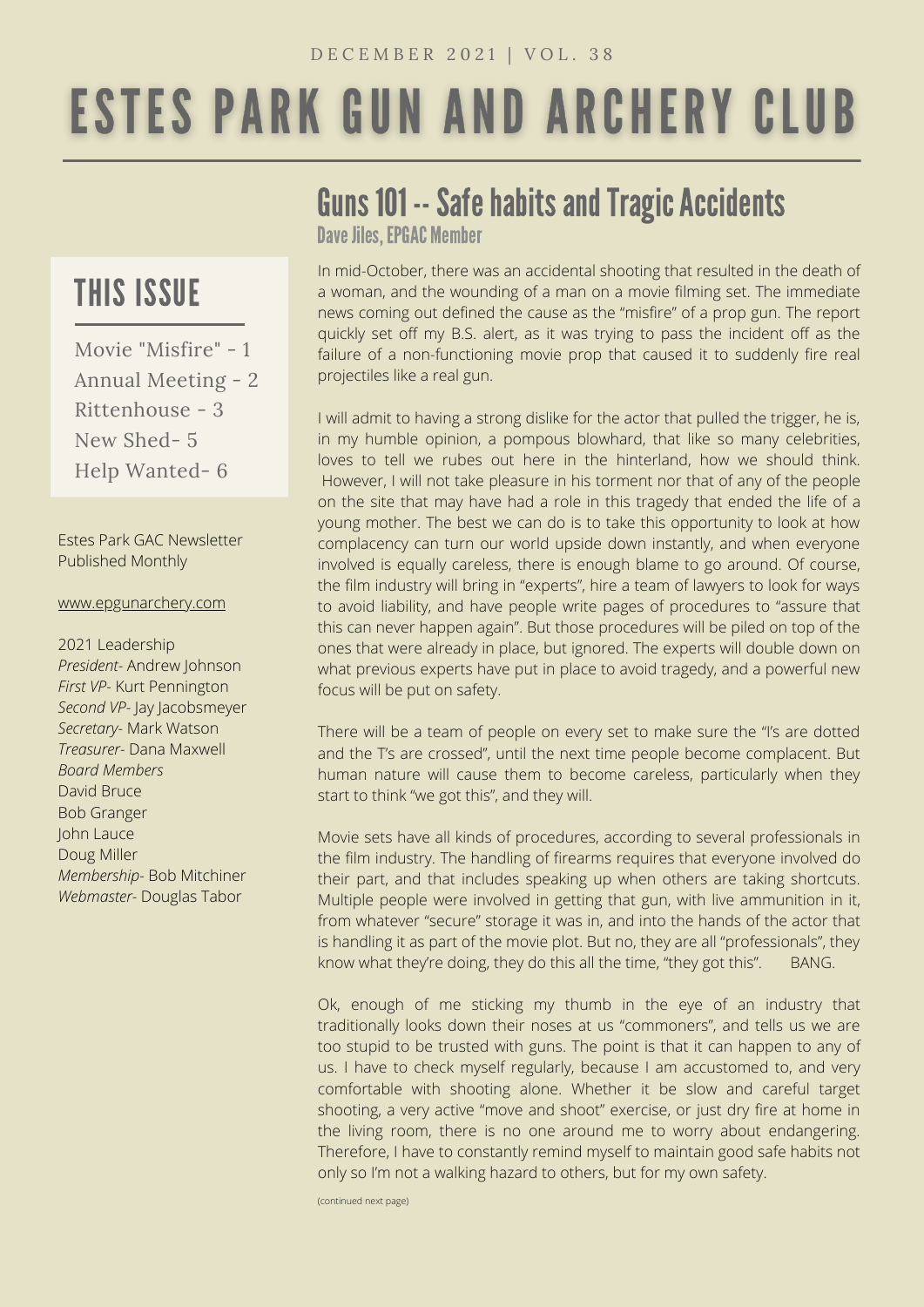DECEMBER 2021 | VOL. 38

# ESTES PARK GUN AND ARCHERY CLUB

## THIS ISSUE

Movie "Misfire" - 1
Annual Meeting - 2
Rittenhouse - 3
New Shed- 5
Help Wanted- 6

Estes Park GAC Newsletter
Published Monthly

www.epgunarchery.com

2021 Leadership
*President*- Andrew Johnson
*First VP*- Kurt Pennington
*Second VP*- Jay Jacobsmeyer
*Secretary*- Mark Watson
*Treasurer*- Dana Maxwell
*Board Members*
David Bruce
Bob Granger
John Lauce
Doug Miller
*Membership*- Bob Mitchiner
*Webmaster*- Douglas Tabor

## Guns 101 -- Safe habits and Tragic Accidents

**Dave Jiles, EPGAC Member**

In mid-October, there was an accidental shooting that resulted in the death of a woman, and the wounding of a man on a movie filming set. The immediate news coming out defined the cause as the "misfire" of a prop gun. The report quickly set off my B.S. alert, as it was trying to pass the incident off as the failure of a non-functioning movie prop that caused it to suddenly fire real projectiles like a real gun.

I will admit to having a strong dislike for the actor that pulled the trigger, he is, in my humble opinion, a pompous blowhard, that like so many celebrities, loves to tell we rubes out here in the hinterland, how we should think. However, I will not take pleasure in his torment nor that of any of the people on the site that may have had a role in this tragedy that ended the life of a young mother. The best we can do is to take this opportunity to look at how complacency can turn our world upside down instantly, and when everyone involved is equally careless, there is enough blame to go around. Of course, the film industry will bring in "experts", hire a team of lawyers to look for ways to avoid liability, and have people write pages of procedures to "assure that this can never happen again". But those procedures will be piled on top of the ones that were already in place, but ignored. The experts will double down on what previous experts have put in place to avoid tragedy, and a powerful new focus will be put on safety.

There will be a team of people on every set to make sure the "I's are dotted and the T's are crossed", until the next time people become complacent. But human nature will cause them to become careless, particularly when they start to think "we got this", and they will.

Movie sets have all kinds of procedures, according to several professionals in the film industry. The handling of firearms requires that everyone involved do their part, and that includes speaking up when others are taking shortcuts. Multiple people were involved in getting that gun, with live ammunition in it, from whatever "secure" storage it was in, and into the hands of the actor that is handling it as part of the movie plot. But no, they are all "professionals", they know what they're doing, they do this all the time, "they got this". BANG.

Ok, enough of me sticking my thumb in the eye of an industry that traditionally looks down their noses at us "commoners", and tells us we are too stupid to be trusted with guns. The point is that it can happen to any of us. I have to check myself regularly, because I am accustomed to, and very comfortable with shooting alone. Whether it be slow and careful target shooting, a very active "move and shoot" exercise, or just dry fire at home in the living room, there is no one around me to worry about endangering. Therefore, I have to constantly remind myself to maintain good safe habits not only so I'm not a walking hazard to others, but for my own safety.

(continued next page)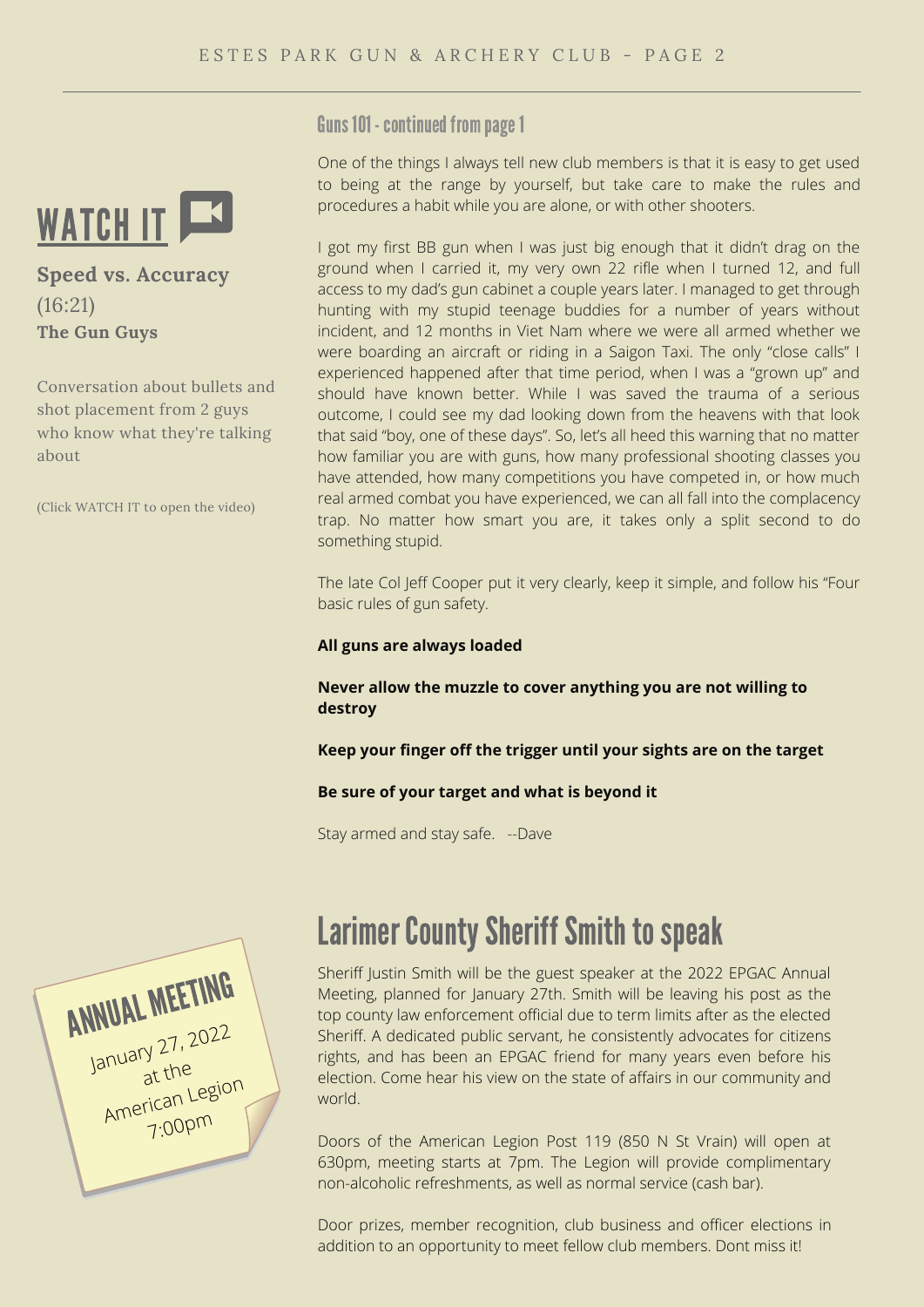## WATCH IT

**Speed vs. Accuracy**
(16:21)
**The Gun Guys**

Conversation about bullets and shot placement from 2 guys who know what they're talking about

(Click WATCH IT to open the video)

### Guns 101 - continued from page 1

One of the things I always tell new club members is that it is easy to get used to being at the range by yourself, but take care to make the rules and procedures a habit while you are alone, or with other shooters.

I got my first BB gun when I was just big enough that it didn't drag on the ground when I carried it, my very own 22 rifle when I turned 12, and full access to my dad's gun cabinet a couple years later. I managed to get through hunting with my stupid teenage buddies for a number of years without incident, and 12 months in Viet Nam where we were all armed whether we were boarding an aircraft or riding in a Saigon Taxi. The only "close calls" I experienced happened after that time period, when I was a "grown up" and should have known better. While I was saved the trauma of a serious outcome, I could see my dad looking down from the heavens with that look that said "boy, one of these days". So, let's all heed this warning that no matter how familiar you are with guns, how many professional shooting classes you have attended, how many competitions you have competed in, or how much real armed combat you have experienced, we can all fall into the complacency trap. No matter how smart you are, it takes only a split second to do something stupid.

The late Col Jeff Cooper put it very clearly, keep it simple, and follow his "Four basic rules of gun safety.

**All guns are always loaded**

**Never allow the muzzle to cover anything you are not willing to destroy**

**Keep your finger off the trigger until your sights are on the target**

**Be sure of your target and what is beyond it**

Stay armed and stay safe. --Dave

**ANNUAL MEETING**
January 27, 2022
at the
American Legion
7:00pm

## Larimer County Sheriff Smith to speak

Sheriff Justin Smith will be the guest speaker at the 2022 EPGAC Annual Meeting, planned for January 27th. Smith will be leaving his post as the top county law enforcement official due to term limits after as the elected Sheriff. A dedicated public servant, he consistently advocates for citizens rights, and has been an EPGAC friend for many years even before his election. Come hear his view on the state of affairs in our community and world.

Doors of the American Legion Post 119 (850 N St Vrain) will open at 630pm, meeting starts at 7pm. The Legion will provide complimentary non-alcoholic refreshments, as well as normal service (cash bar).

Door prizes, member recognition, club business and officer elections in addition to an opportunity to meet fellow club members. Dont miss it!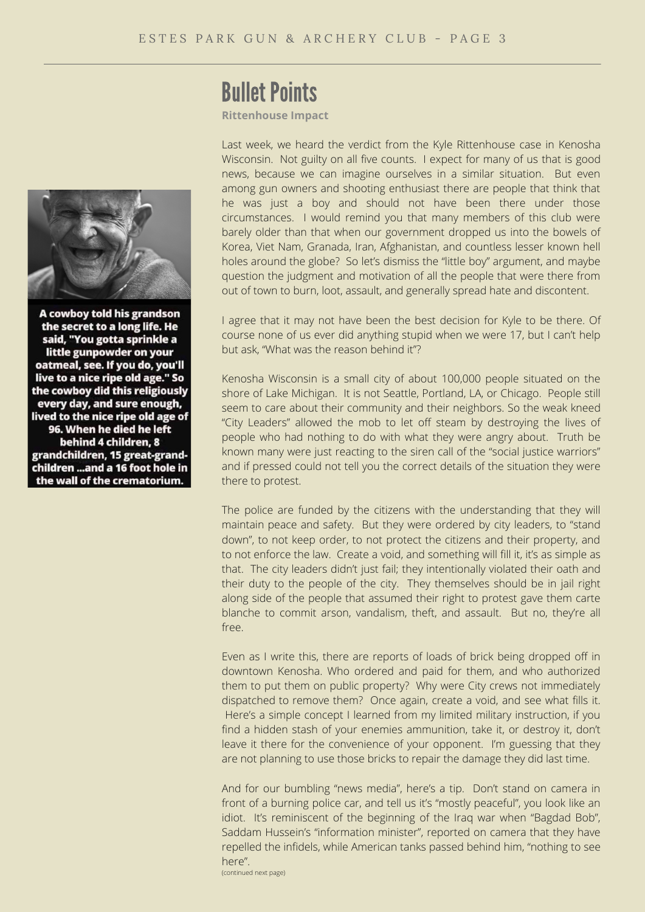# Bullet Points

**Rittenhouse Impact**

Last week, we heard the verdict from the Kyle Rittenhouse case in Kenosha Wisconsin. Not guilty on all five counts. I expect for many of us that is good news, because we can imagine ourselves in a similar situation. But even among gun owners and shooting enthusiast there are people that think that he was just a boy and should not have been there under those circumstances. I would remind you that many members of this club were barely older than that when our government dropped us into the bowels of Korea, Viet Nam, Granada, Iran, Afghanistan, and countless lesser known hell holes around the globe? So let's dismiss the "little boy" argument, and maybe question the judgment and motivation of all the people that were there from out of town to burn, loot, assault, and generally spread hate and discontent.

I agree that it may not have been the best decision for Kyle to be there. Of course none of us ever did anything stupid when we were 17, but I can't help but ask, "What was the reason behind it"?

Kenosha Wisconsin is a small city of about 100,000 people situated on the shore of Lake Michigan. It is not Seattle, Portland, LA, or Chicago. People still seem to care about their community and their neighbors. So the weak kneed "City Leaders" allowed the mob to let off steam by destroying the lives of people who had nothing to do with what they were angry about. Truth be known many were just reacting to the siren call of the "social justice warriors" and if pressed could not tell you the correct details of the situation they were there to protest.

The police are funded by the citizens with the understanding that they will maintain peace and safety. But they were ordered by city leaders, to "stand down", to not keep order, to not protect the citizens and their property, and to not enforce the law. Create a void, and something will fill it, it's as simple as that. The city leaders didn't just fail; they intentionally violated their oath and their duty to the people of the city. They themselves should be in jail right along side of the people that assumed their right to protest gave them carte blanche to commit arson, vandalism, theft, and assault. But no, they're all free.

Even as I write this, there are reports of loads of brick being dropped off in downtown Kenosha. Who ordered and paid for them, and who authorized them to put them on public property? Why were City crews not immediately dispatched to remove them? Once again, create a void, and see what fills it. Here's a simple concept I learned from my limited military instruction, if you find a hidden stash of your enemies ammunition, take it, or destroy it, don't leave it there for the convenience of your opponent. I'm guessing that they are not planning to use those bricks to repair the damage they did last time.

And for our bumbling "news media", here's a tip. Don't stand on camera in front of a burning police car, and tell us it's "mostly peaceful", you look like an idiot. It's reminiscent of the beginning of the Iraq war when "Bagdad Bob", Saddam Hussein's "information minister", reported on camera that they have repelled the infidels, while American tanks passed behind him, "nothing to see here".

(continued next page)

**A cowboy told his grandson the secret to a long life. He said, "You gotta sprinkle a little gunpowder on your oatmeal, see. If you do, you'll live to a nice ripe old age." So the cowboy did this religiously every day, and sure enough, lived to the nice ripe old age of 96. When he died he left behind 4 children, 8 grandchildren, 15 great-grand-children ...and a 16 foot hole in the wall of the crematorium.**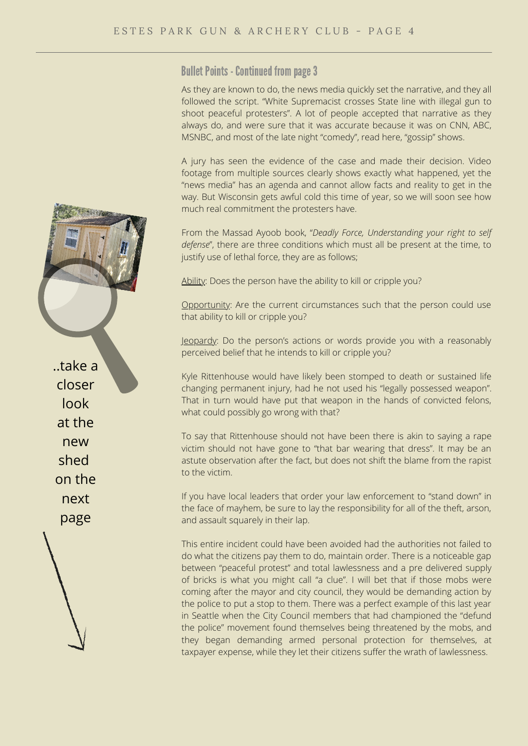## Bullet Points - Continued from page 3

As they are known to do, the news media quickly set the narrative, and they all followed the script. "White Supremacist crosses State line with illegal gun to shoot peaceful protesters". A lot of people accepted that narrative as they always do, and were sure that it was accurate because it was on CNN, ABC, MSNBC, and most of the late night "comedy", read here, "gossip" shows.

A jury has seen the evidence of the case and made their decision. Video footage from multiple sources clearly shows exactly what happened, yet the "news media" has an agenda and cannot allow facts and reality to get in the way. But Wisconsin gets awful cold this time of year, so we will soon see how much real commitment the protesters have.

From the Massad Ayoob book, "*Deadly Force, Understanding your right to self defense*", there are three conditions which must all be present at the time, to justify use of lethal force, they are as follows;

Ability: Does the person have the ability to kill or cripple you?

Opportunity: Are the current circumstances such that the person could use that ability to kill or cripple you?

Jeopardy: Do the person's actions or words provide you with a reasonably perceived belief that he intends to kill or cripple you?

Kyle Rittenhouse would have likely been stomped to death or sustained life changing permanent injury, had he not used his "legally possessed weapon". That in turn would have put that weapon in the hands of convicted felons, what could possibly go wrong with that?

To say that Rittenhouse should not have been there is akin to saying a rape victim should not have gone to "that bar wearing that dress". It may be an astute observation after the fact, but does not shift the blame from the rapist to the victim.

If you have local leaders that order your law enforcement to "stand down" in the face of mayhem, be sure to lay the responsibility for all of the theft, arson, and assault squarely in their lap.

This entire incident could have been avoided had the authorities not failed to do what the citizens pay them to do, maintain order. There is a noticeable gap between "peaceful protest" and total lawlessness and a pre delivered supply of bricks is what you might call "a clue". I will bet that if those mobs were coming after the mayor and city council, they would be demanding action by the police to put a stop to them. There was a perfect example of this last year in Seattle when the City Council members that had championed the "defund the police" movement found themselves being threatened by the mobs, and they began demanding armed personal protection for themselves, at taxpayer expense, while they let their citizens suffer the wrath of lawlessness.

..take a closer look at the new shed on the next page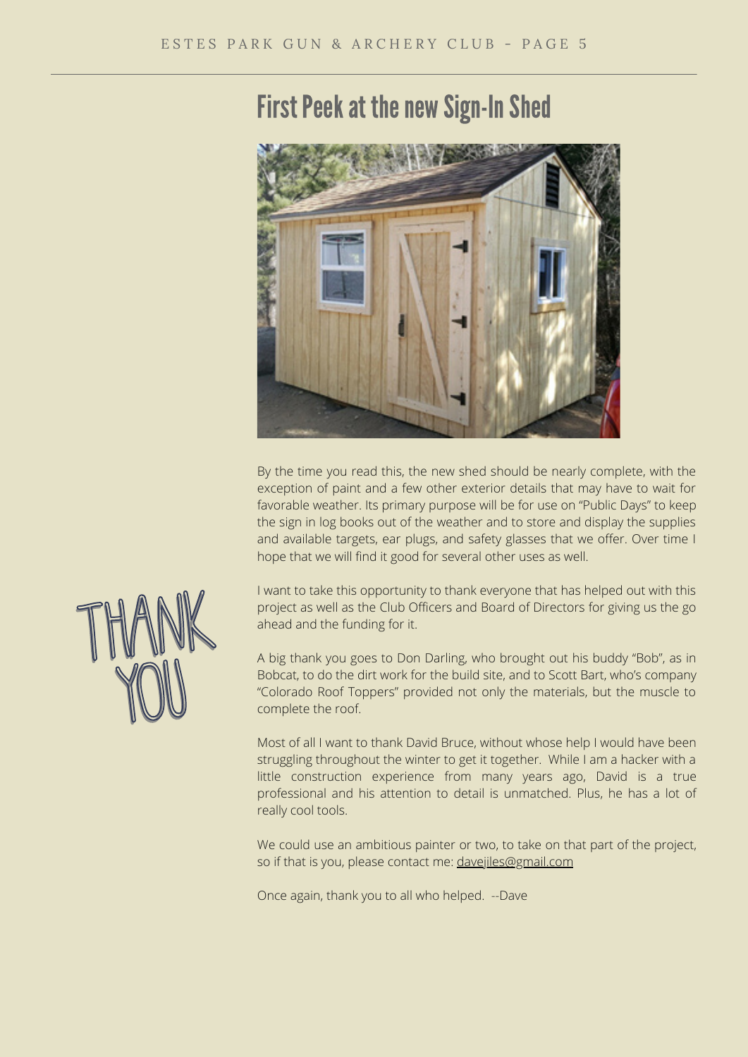# First Peek at the new Sign-In Shed

By the time you read this, the new shed should be nearly complete, with the exception of paint and a few other exterior details that may have to wait for favorable weather. Its primary purpose will be for use on "Public Days" to keep the sign in log books out of the weather and to store and display the supplies and available targets, ear plugs, and safety glasses that we offer. Over time I hope that we will find it good for several other uses as well.

THANK YOU

I want to take this opportunity to thank everyone that has helped out with this project as well as the Club Officers and Board of Directors for giving us the go ahead and the funding for it.

A big thank you goes to Don Darling, who brought out his buddy "Bob", as in Bobcat, to do the dirt work for the build site, and to Scott Bart, who's company "Colorado Roof Toppers" provided not only the materials, but the muscle to complete the roof.

Most of all I want to thank David Bruce, without whose help I would have been struggling throughout the winter to get it together. While I am a hacker with a little construction experience from many years ago, David is a true professional and his attention to detail is unmatched. Plus, he has a lot of really cool tools.

We could use an ambitious painter or two, to take on that part of the project, so if that is you, please contact me: davejiles@gmail.com

Once again, thank you to all who helped. --Dave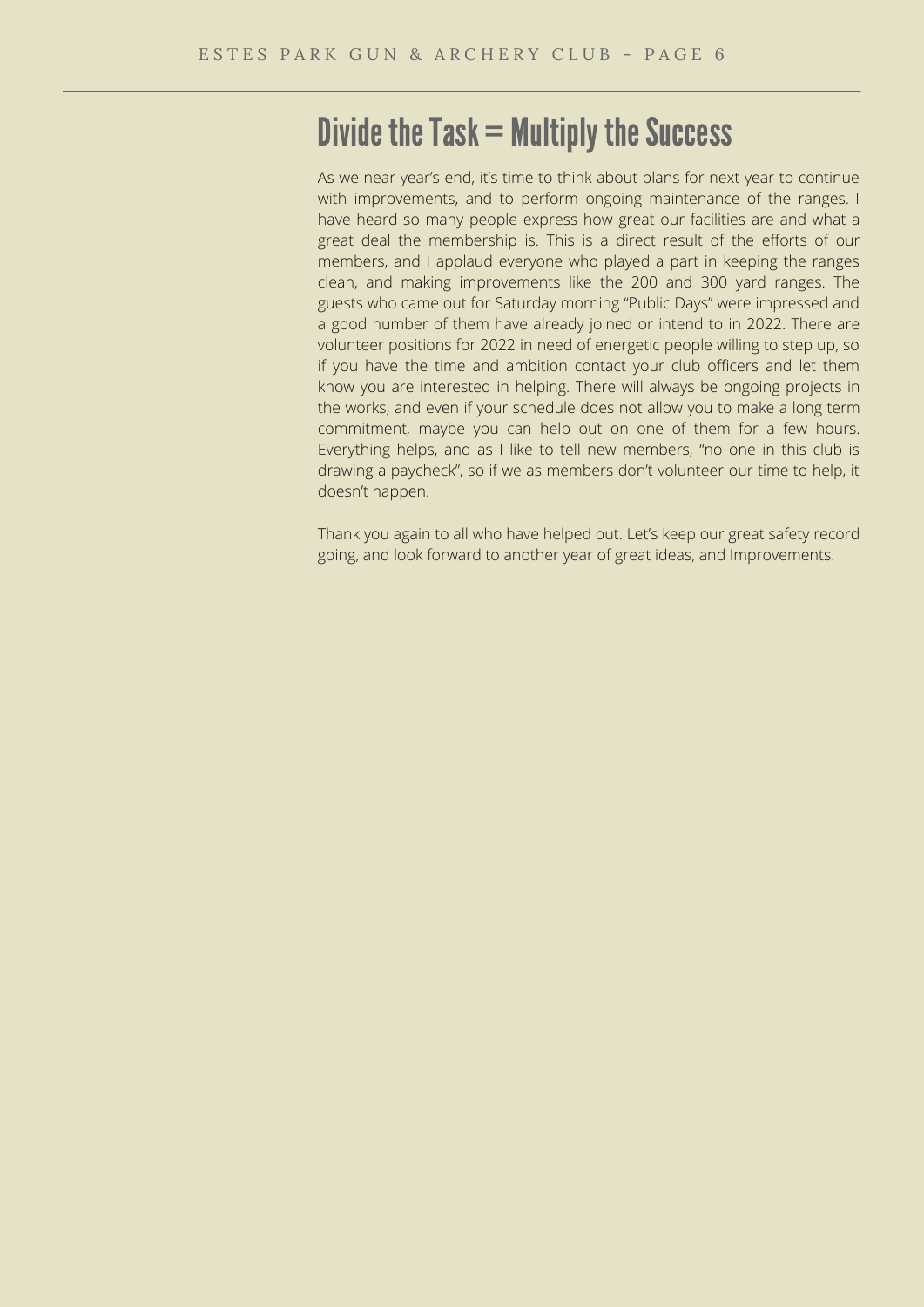# Divide the Task = Multiply the Success

As we near year's end, it's time to think about plans for next year to continue with improvements, and to perform ongoing maintenance of the ranges. I have heard so many people express how great our facilities are and what a great deal the membership is. This is a direct result of the efforts of our members, and I applaud everyone who played a part in keeping the ranges clean, and making improvements like the 200 and 300 yard ranges. The guests who came out for Saturday morning "Public Days" were impressed and a good number of them have already joined or intend to in 2022. There are volunteer positions for 2022 in need of energetic people willing to step up, so if you have the time and ambition contact your club officers and let them know you are interested in helping. There will always be ongoing projects in the works, and even if your schedule does not allow you to make a long term commitment, maybe you can help out on one of them for a few hours. Everything helps, and as I like to tell new members, "no one in this club is drawing a paycheck", so if we as members don't volunteer our time to help, it doesn't happen.

Thank you again to all who have helped out. Let's keep our great safety record going, and look forward to another year of great ideas, and Improvements.